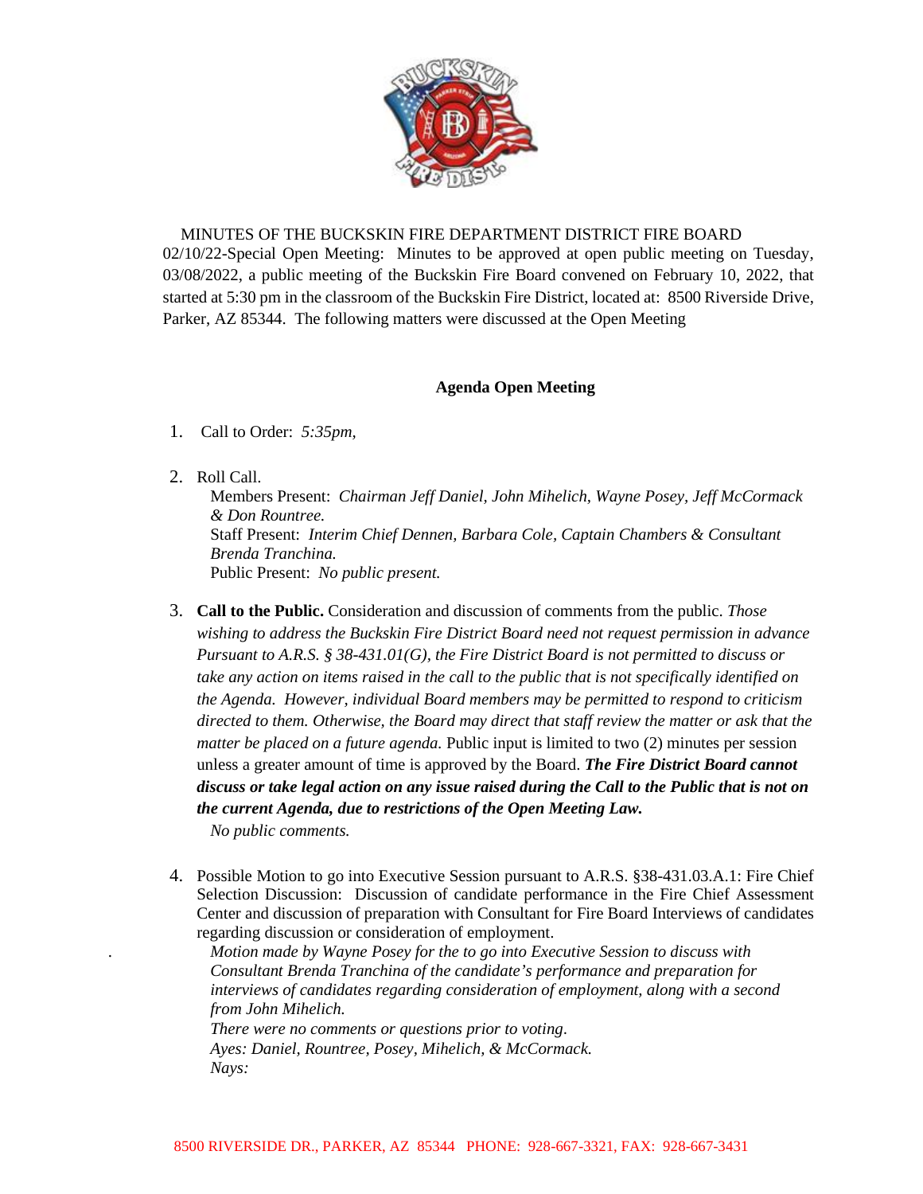MINUTES OF THE BUCKSKIN FIRE DEPARTMENT DISTRICT FIRE BOARD

02/10/22-Special Open Meeting: Minutes to be approved at open public meeting on Tuesday, 03/08/2022, a public meeting of the Buckskin Fire Board convened on February 10, 2022, that started at 5:30 pm in the classroom of the Buckskin Fire District, located at: 8500 Riverside Drive, Parker, AZ 85344. The following matters were discussed at the Open Meeting

**Agenda Open Meeting**

1. Call to Order: *5:35pm,*

2. Roll Call.
   Members Present: *Chairman Jeff Daniel, John Mihelich, Wayne Posey, Jeff McCormack & Don Rountree.*
   Staff Present: *Interim Chief Dennen, Barbara Cole, Captain Chambers & Consultant Brenda Tranchina.*
   Public Present: *No public present.*

3. **Call to the Public.** Consideration and discussion of comments from the public. *Those wishing to address the Buckskin Fire District Board need not request permission in advance Pursuant to A.R.S. § 38-431.01(G), the Fire District Board is not permitted to discuss or take any action on items raised in the call to the public that is not specifically identified on the Agenda. However, individual Board members may be permitted to respond to criticism directed to them. Otherwise, the Board may direct that staff review the matter or ask that the matter be placed on a future agenda.* Public input is limited to two (2) minutes per session unless a greater amount of time is approved by the Board. ***The Fire District Board cannot discuss or take legal action on any issue raised during the Call to the Public that is not on the current Agenda, due to restrictions of the Open Meeting Law.***
   *No public comments.*

4. Possible Motion to go into Executive Session pursuant to A.R.S. §38-431.03.A.1: Fire Chief Selection Discussion: Discussion of candidate performance in the Fire Chief Assessment Center and discussion of preparation with Consultant for Fire Board Interviews of candidates regarding discussion or consideration of employment.
   *Motion made by Wayne Posey for the to go into Executive Session to discuss with Consultant Brenda Tranchina of the candidate's performance and preparation for interviews of candidates regarding consideration of employment, along with a second from John Mihelich.*
   *There were no comments or questions prior to voting.*
   *Ayes: Daniel, Rountree, Posey, Mihelich, & McCormack.*
   *Nays:*

8500 RIVERSIDE DR., PARKER, AZ 85344 PHONE: 928-667-3321, FAX: 928-667-3431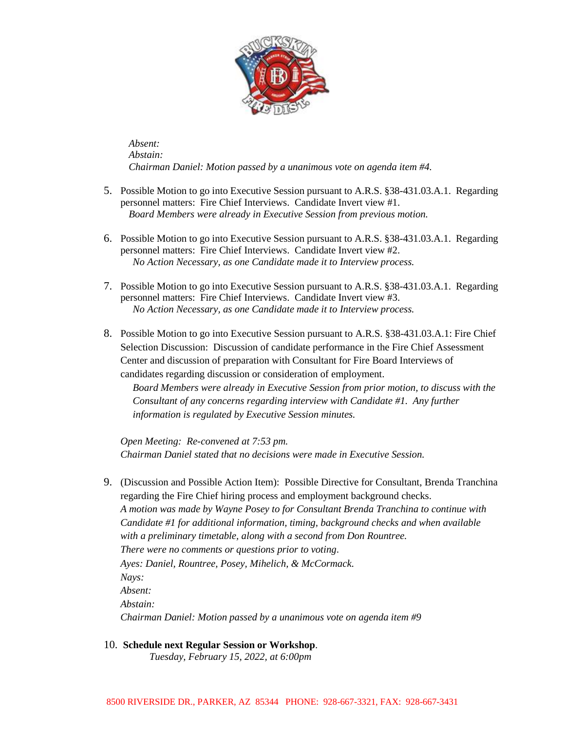*Absent:*
*Abstain:*
*Chairman Daniel: Motion passed by a unanimous vote on agenda item #4.*

5. Possible Motion to go into Executive Session pursuant to A.R.S. §38-431.03.A.1. Regarding personnel matters: Fire Chief Interviews. Candidate Invert view #1.
   *Board Members were already in Executive Session from previous motion.*

6. Possible Motion to go into Executive Session pursuant to A.R.S. §38-431.03.A.1. Regarding personnel matters: Fire Chief Interviews. Candidate Invert view #2.
   *No Action Necessary, as one Candidate made it to Interview process.*

7. Possible Motion to go into Executive Session pursuant to A.R.S. §38-431.03.A.1. Regarding personnel matters: Fire Chief Interviews. Candidate Invert view #3.
   *No Action Necessary, as one Candidate made it to Interview process.*

8. Possible Motion to go into Executive Session pursuant to A.R.S. §38-431.03.A.1: Fire Chief Selection Discussion: Discussion of candidate performance in the Fire Chief Assessment Center and discussion of preparation with Consultant for Fire Board Interviews of candidates regarding discussion or consideration of employment.
   *Board Members were already in Executive Session from prior motion, to discuss with the Consultant of any concerns regarding interview with Candidate #1. Any further information is regulated by Executive Session minutes.*

   *Open Meeting: Re-convened at 7:53 pm.*
   *Chairman Daniel stated that no decisions were made in Executive Session.*

9. (Discussion and Possible Action Item): Possible Directive for Consultant, Brenda Tranchina regarding the Fire Chief hiring process and employment background checks.
   *A motion was made by Wayne Posey to for Consultant Brenda Tranchina to continue with Candidate #1 for additional information, timing, background checks and when available with a preliminary timetable, along with a second from Don Rountree.*
   *There were no comments or questions prior to voting.*
   *Ayes: Daniel, Rountree, Posey, Mihelich, & McCormack.*
   *Nays:*
   *Absent:*
   *Abstain:*
   *Chairman Daniel: Motion passed by a unanimous vote on agenda item #9*

10. **Schedule next Regular Session or Workshop**.
    *Tuesday, February 15, 2022, at 6:00pm*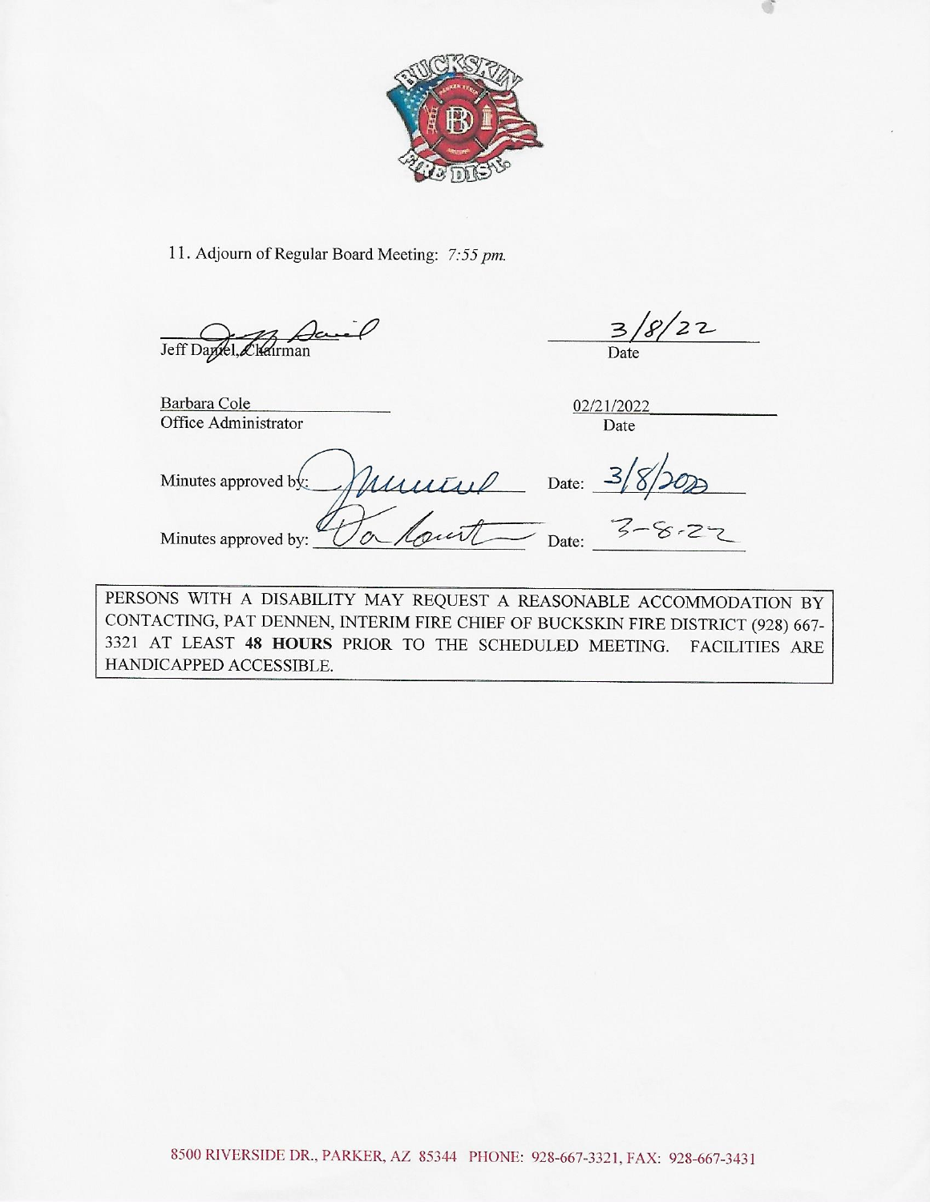11. Adjourn of Regular Board Meeting: *7:55 pm.*

Jeff Daniel, Chairman — Date: 3/8/22

Barbara Cole
Office Administrator — Date: 02/21/2022

Minutes approved by: ________ Date: 3/8/2022

Minutes approved by: ________ Date: 3-8-22

PERSONS WITH A DISABILITY MAY REQUEST A REASONABLE ACCOMMODATION BY CONTACTING, PAT DENNEN, INTERIM FIRE CHIEF OF BUCKSKIN FIRE DISTRICT (928) 667-3321 AT LEAST **48 HOURS** PRIOR TO THE SCHEDULED MEETING. FACILITIES ARE HANDICAPPED ACCESSIBLE.

8500 RIVERSIDE DR., PARKER, AZ 85344 PHONE: 928-667-3321, FAX: 928-667-3431